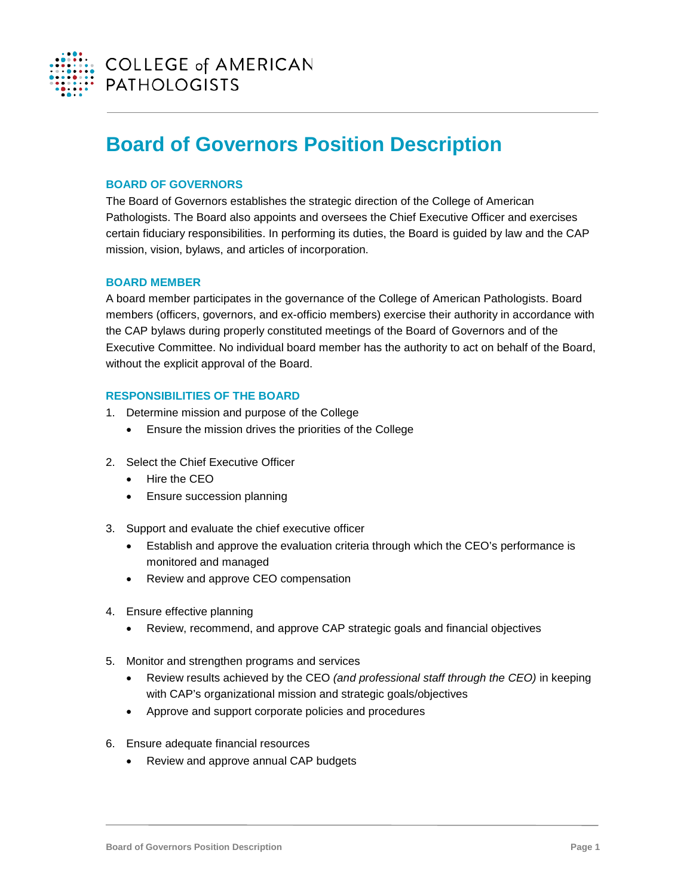# Board of Governors Position Description

## BOARD OF GOVERNORS

The Board of Governors establishes the strategic direction of the College of American Pathologists. The Board also appoints and oversees the Chief Executive Officer and exercises certain fiduciary responsibilities. In performing its duties, the Board is guided by law and the CAP mission, vision, bylaws, and articles of incorporation.

## BOARD MEMBER

A board member participates in the governance of the College of American Pathologists. Board members (officers, governors, and ex-officio members) exercise their authority in accordance with the CAP bylaws during properly constituted meetings of the Board of Governors and of the Executive Committee. No individual board member has the authority to act on behalf of the Board, without the explicit approval of the Board.

## RESPONSIBILITIES OF THE BOARD

1. Determine mission and purpose of the College
   - Ensure the mission drives the priorities of the College

2. Select the Chief Executive Officer
   - Hire the CEO
   - Ensure succession planning

3. Support and evaluate the chief executive officer
   - Establish and approve the evaluation criteria through which the CEO's performance is monitored and managed
   - Review and approve CEO compensation

4. Ensure effective planning
   - Review, recommend, and approve CAP strategic goals and financial objectives

5. Monitor and strengthen programs and services
   - Review results achieved by the CEO *(and professional staff through the CEO)* in keeping with CAP's organizational mission and strategic goals/objectives
   - Approve and support corporate policies and procedures

6. Ensure adequate financial resources
   - Review and approve annual CAP budgets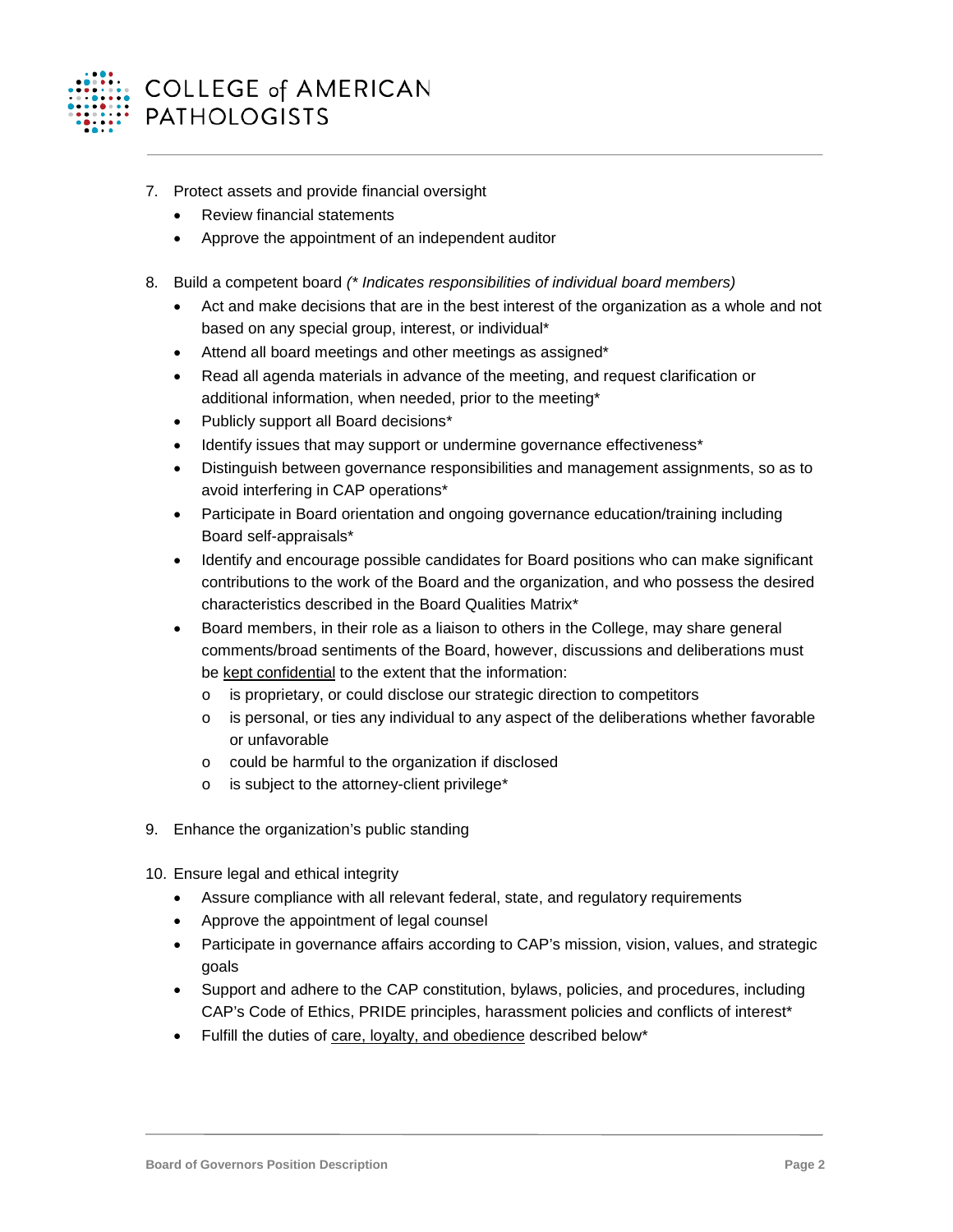7. Protect assets and provide financial oversight
    - Review financial statements
    - Approve the appointment of an independent auditor

8. Build a competent board *(* Indicates responsibilities of individual board members)*
    - Act and make decisions that are in the best interest of the organization as a whole and not based on any special group, interest, or individual*
    - Attend all board meetings and other meetings as assigned*
    - Read all agenda materials in advance of the meeting, and request clarification or additional information, when needed, prior to the meeting*
    - Publicly support all Board decisions*
    - Identify issues that may support or undermine governance effectiveness*
    - Distinguish between governance responsibilities and management assignments, so as to avoid interfering in CAP operations*
    - Participate in Board orientation and ongoing governance education/training including Board self-appraisals*
    - Identify and encourage possible candidates for Board positions who can make significant contributions to the work of the Board and the organization, and who possess the desired characteristics described in the Board Qualities Matrix*
    - Board members, in their role as a liaison to others in the College, may share general comments/broad sentiments of the Board, however, discussions and deliberations must be kept confidential to the extent that the information:
        - is proprietary, or could disclose our strategic direction to competitors
        - is personal, or ties any individual to any aspect of the deliberations whether favorable or unfavorable
        - could be harmful to the organization if disclosed
        - is subject to the attorney-client privilege*

9. Enhance the organization's public standing

10. Ensure legal and ethical integrity
    - Assure compliance with all relevant federal, state, and regulatory requirements
    - Approve the appointment of legal counsel
    - Participate in governance affairs according to CAP's mission, vision, values, and strategic goals
    - Support and adhere to the CAP constitution, bylaws, policies, and procedures, including CAP's Code of Ethics, PRIDE principles, harassment policies and conflicts of interest*
    - Fulfill the duties of care, loyalty, and obedience described below*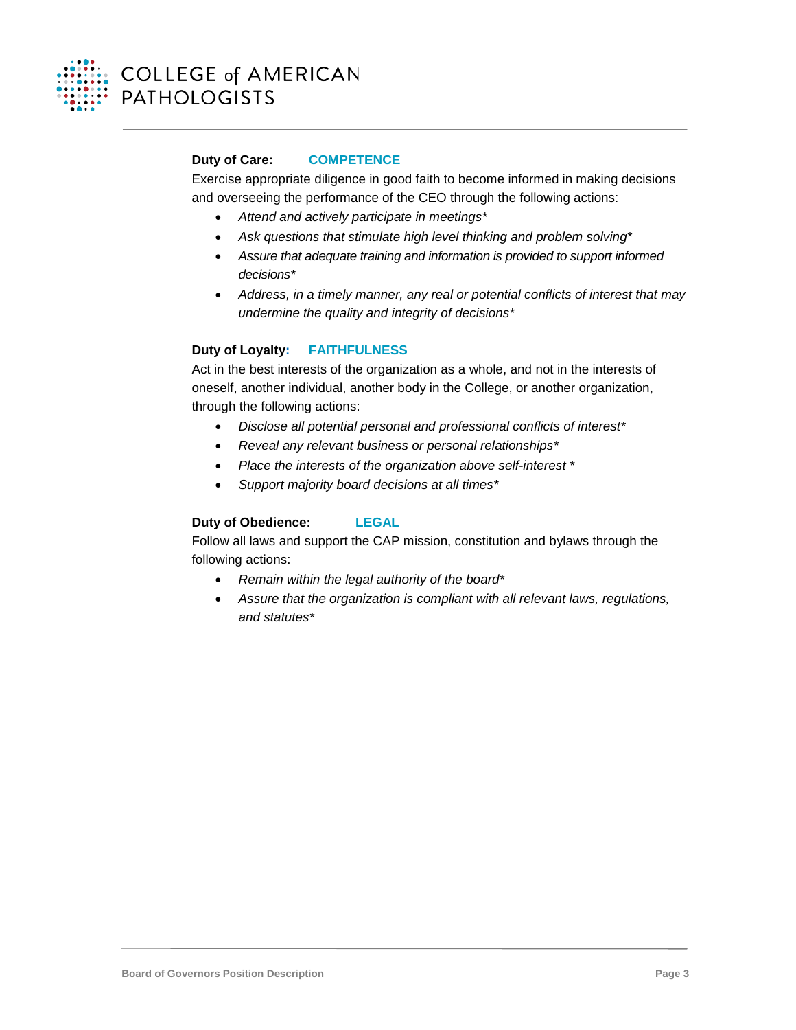**Duty of Care:** **COMPETENCE**

Exercise appropriate diligence in good faith to become informed in making decisions and overseeing the performance of the CEO through the following actions:

- *Attend and actively participate in meetings**
- *Ask questions that stimulate high level thinking and problem solving**
- *Assure that adequate training and information is provided to support informed decisions**
- *Address, in a timely manner, any real or potential conflicts of interest that may undermine the quality and integrity of decisions**

**Duty of Loyalty:** **FAITHFULNESS**

Act in the best interests of the organization as a whole, and not in the interests of oneself, another individual, another body in the College, or another organization, through the following actions:

- *Disclose all potential personal and professional conflicts of interest**
- *Reveal any relevant business or personal relationships**
- *Place the interests of the organization above self-interest **
- *Support majority board decisions at all times**

**Duty of Obedience:** **LEGAL**

Follow all laws and support the CAP mission, constitution and bylaws through the following actions:

- *Remain within the legal authority of the board**
- *Assure that the organization is compliant with all relevant laws, regulations, and statutes**